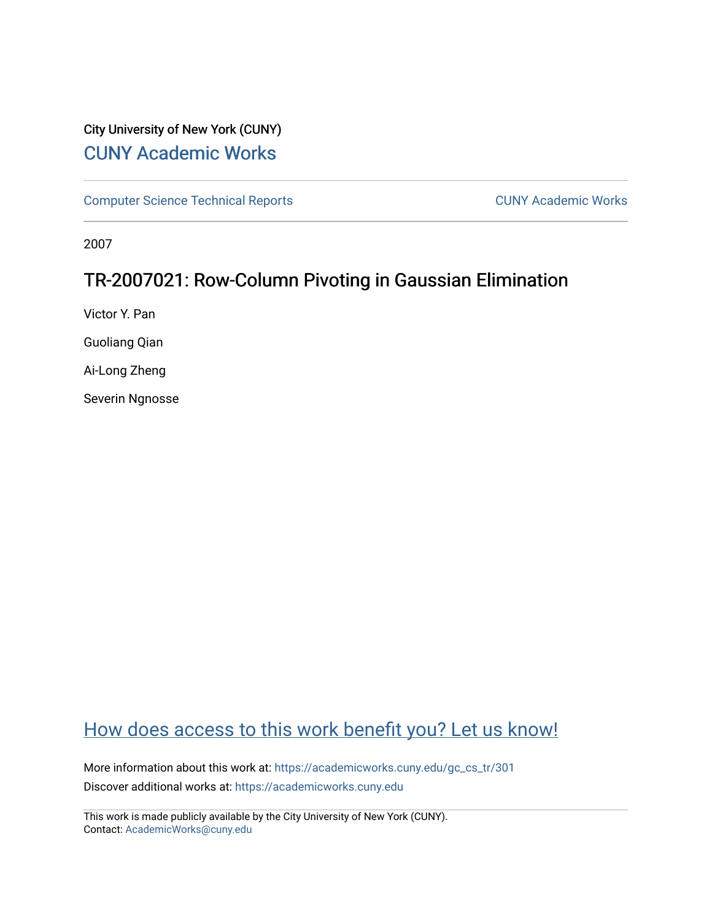City University of New York (CUNY)

[CUNY Academic Works](https://academicworks.cuny.edu)

---

[Computer Science Technical Reports](https://academicworks.cuny.edu/gc_cs_tr) | [CUNY Academic Works](https://academicworks.cuny.edu)

---

2007

# TR-2007021: Row-Column Pivoting in Gaussian Elimination

Victor Y. Pan

Guoliang Qian

Ai-Long Zheng

Severin Ngnosse

## How does access to this work benefit you? Let us know!

More information about this work at: https://academicworks.cuny.edu/gc_cs_tr/301

Discover additional works at: https://academicworks.cuny.edu

---

This work is made publicly available by the City University of New York (CUNY).
Contact: AcademicWorks@cuny.edu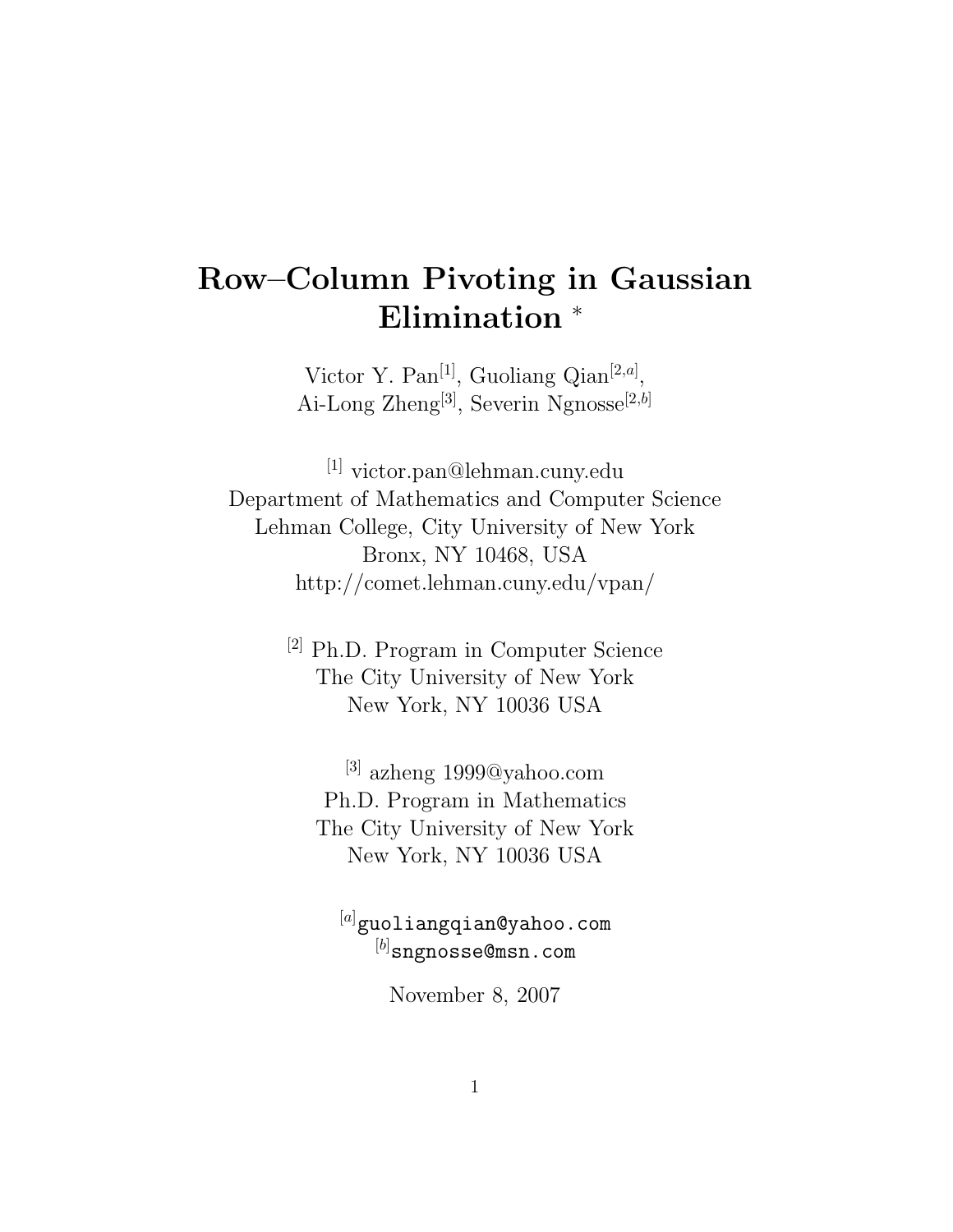# Row–Column Pivoting in Gaussian Elimination *

Victor Y. Pan[1], Guoliang Qian[2,a],
Ai-Long Zheng[3], Severin Ngnosse[2,b]

[1] victor.pan@lehman.cuny.edu
Department of Mathematics and Computer Science
Lehman College, City University of New York
Bronx, NY 10468, USA
http://comet.lehman.cuny.edu/vpan/

[2] Ph.D. Program in Computer Science
The City University of New York
New York, NY 10036 USA

[3] azheng 1999@yahoo.com
Ph.D. Program in Mathematics
The City University of New York
New York, NY 10036 USA

[a] guoliangqian@yahoo.com
[b] sngnosse@msn.com

November 8, 2007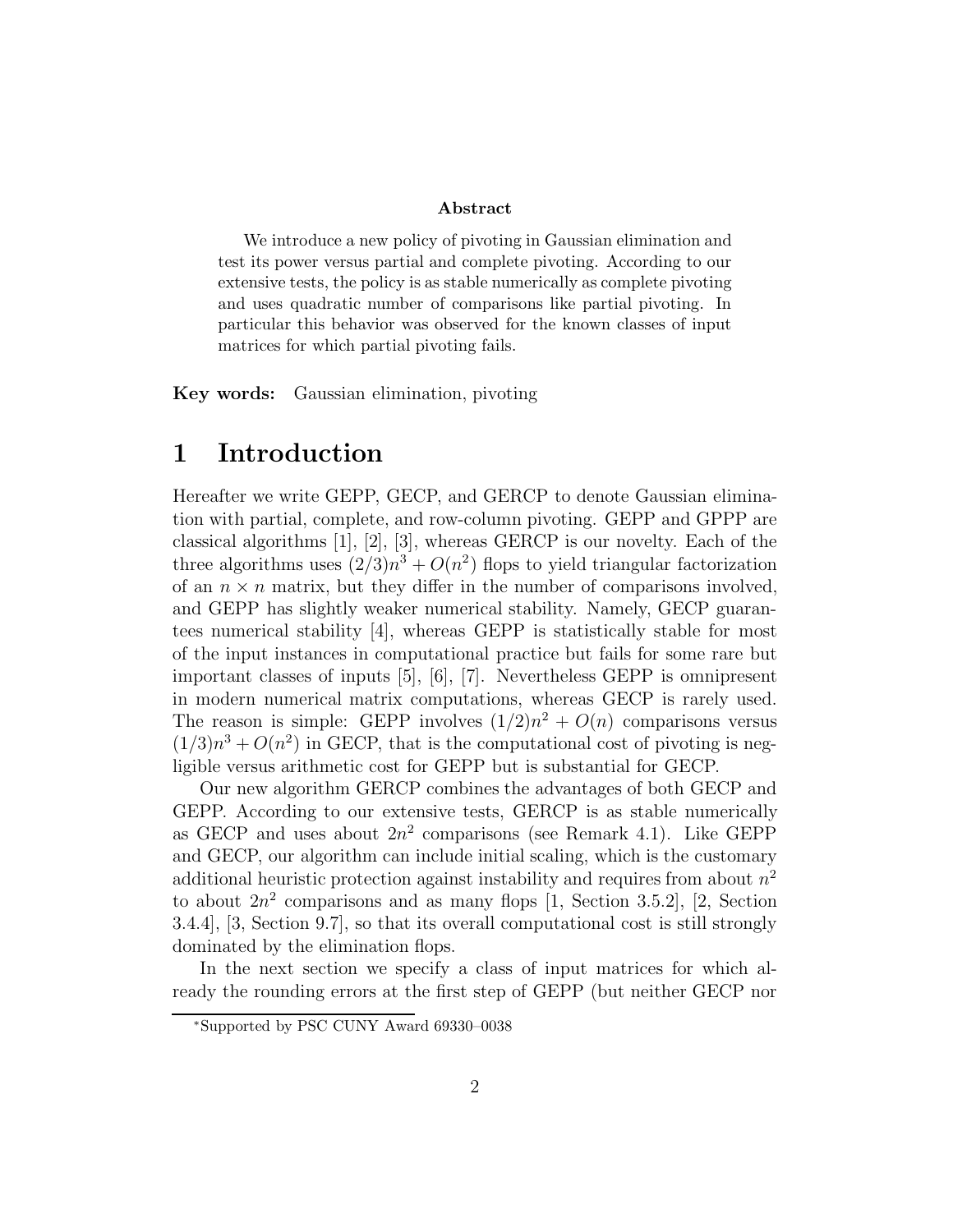**Abstract**

We introduce a new policy of pivoting in Gaussian elimination and test its power versus partial and complete pivoting. According to our extensive tests, the policy is as stable numerically as complete pivoting and uses quadratic number of comparisons like partial pivoting. In particular this behavior was observed for the known classes of input matrices for which partial pivoting fails.

**Key words:** Gaussian elimination, pivoting

# 1 Introduction

Hereafter we write GEPP, GECP, and GERCP to denote Gaussian elimination with partial, complete, and row-column pivoting. GEPP and GPPP are classical algorithms [1], [2], [3], whereas GERCP is our novelty. Each of the three algorithms uses $(2/3)n^3 + O(n^2)$ flops to yield triangular factorization of an $n \times n$ matrix, but they differ in the number of comparisons involved, and GEPP has slightly weaker numerical stability. Namely, GECP guarantees numerical stability [4], whereas GEPP is statistically stable for most of the input instances in computational practice but fails for some rare but important classes of inputs [5], [6], [7]. Nevertheless GEPP is omnipresent in modern numerical matrix computations, whereas GECP is rarely used. The reason is simple: GEPP involves $(1/2)n^2 + O(n)$ comparisons versus $(1/3)n^3 + O(n^2)$ in GECP, that is the computational cost of pivoting is negligible versus arithmetic cost for GEPP but is substantial for GECP.

Our new algorithm GERCP combines the advantages of both GECP and GEPP. According to our extensive tests, GERCP is as stable numerically as GECP and uses about $2n^2$ comparisons (see Remark 4.1). Like GEPP and GECP, our algorithm can include initial scaling, which is the customary additional heuristic protection against instability and requires from about $n^2$ to about $2n^2$ comparisons and as many flops [1, Section 3.5.2], [2, Section 3.4.4], [3, Section 9.7], so that its overall computational cost is still strongly dominated by the elimination flops.

In the next section we specify a class of input matrices for which already the rounding errors at the first step of GEPP (but neither GECP nor

*Supported by PSC CUNY Award 69330–0038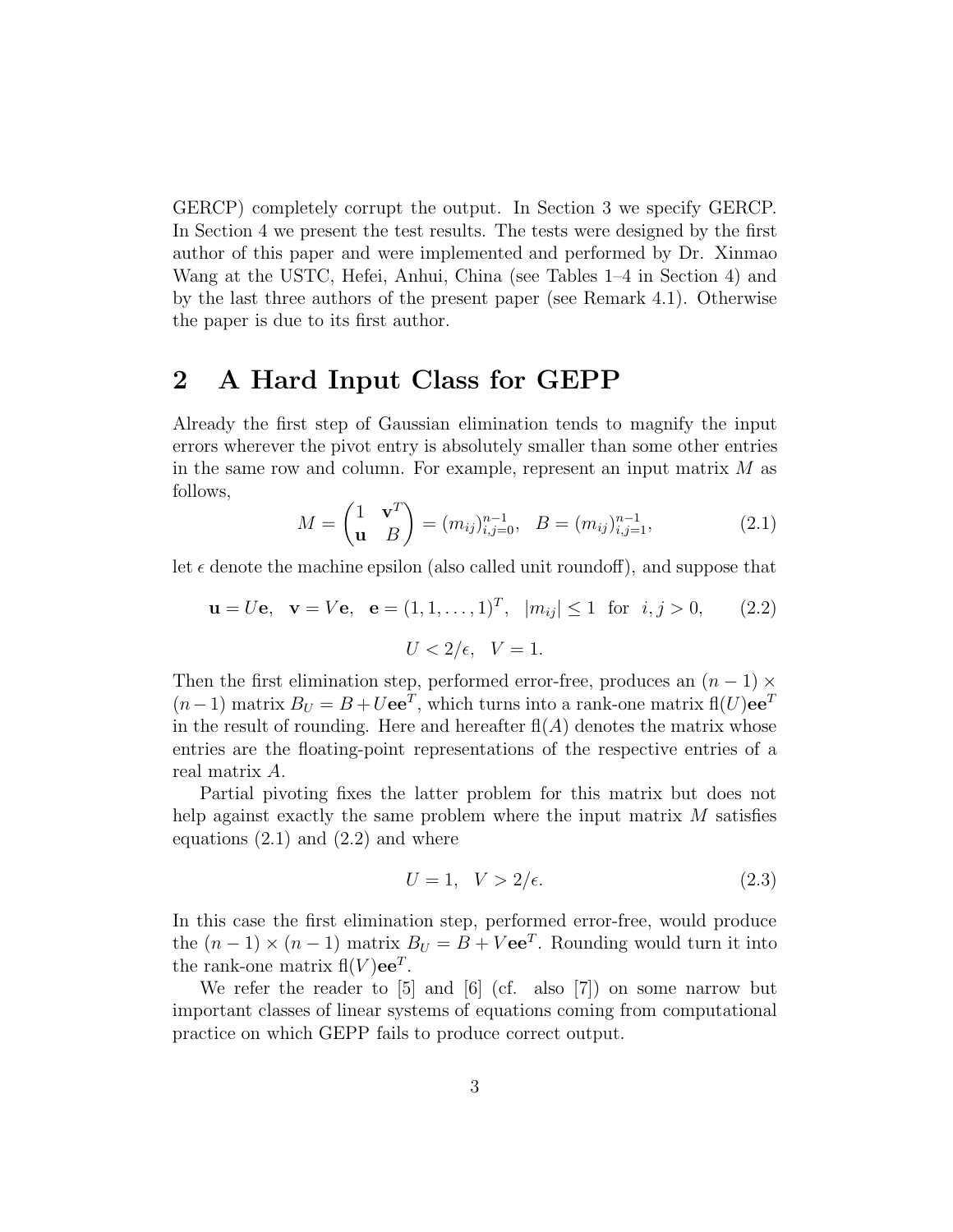GERCP) completely corrupt the output. In Section 3 we specify GERCP. In Section 4 we present the test results. The tests were designed by the first author of this paper and were implemented and performed by Dr. Xinmao Wang at the USTC, Hefei, Anhui, China (see Tables 1–4 in Section 4) and by the last three authors of the present paper (see Remark 4.1). Otherwise the paper is due to its first author.

## 2 A Hard Input Class for GEPP

Already the first step of Gaussian elimination tends to magnify the input errors wherever the pivot entry is absolutely smaller than some other entries in the same row and column. For example, represent an input matrix $M$ as follows,

$$M = \begin{pmatrix} 1 & \mathbf{v}^T \\ \mathbf{u} & B \end{pmatrix} = (m_{ij})_{i,j=0}^{n-1}, \quad B = (m_{ij})_{i,j=1}^{n-1}, \tag{2.1}$$

let $\epsilon$ denote the machine epsilon (also called unit roundoff), and suppose that

$$\mathbf{u} = U\mathbf{e}, \quad \mathbf{v} = V\mathbf{e}, \quad \mathbf{e} = (1, 1, \ldots, 1)^T, \quad |m_{ij}| \leq 1 \ \text{ for } \ i, j > 0, \tag{2.2}$$

$$U < 2/\epsilon, \quad V = 1.$$

Then the first elimination step, performed error-free, produces an $(n-1) \times (n-1)$ matrix $B_U = B + U\mathbf{e}\mathbf{e}^T$, which turns into a rank-one matrix $\text{fl}(U)\mathbf{e}\mathbf{e}^T$ in the result of rounding. Here and hereafter $\text{fl}(A)$ denotes the matrix whose entries are the floating-point representations of the respective entries of a real matrix $A$.

Partial pivoting fixes the latter problem for this matrix but does not help against exactly the same problem where the input matrix $M$ satisfies equations (2.1) and (2.2) and where

$$U = 1, \quad V > 2/\epsilon. \tag{2.3}$$

In this case the first elimination step, performed error-free, would produce the $(n-1) \times (n-1)$ matrix $B_U = B + V\mathbf{e}\mathbf{e}^T$. Rounding would turn it into the rank-one matrix $\text{fl}(V)\mathbf{e}\mathbf{e}^T$.

We refer the reader to [5] and [6] (cf. also [7]) on some narrow but important classes of linear systems of equations coming from computational practice on which GEPP fails to produce correct output.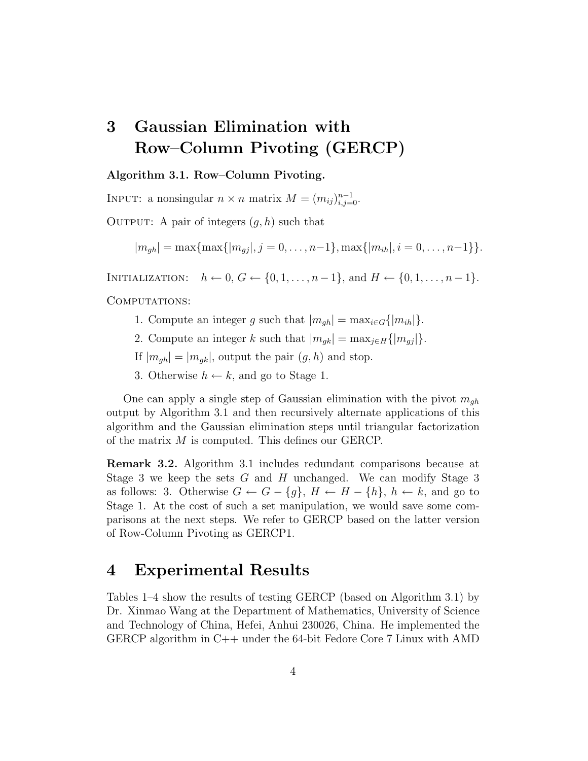# 3 Gaussian Elimination with Row–Column Pivoting (GERCP)

**Algorithm 3.1. Row–Column Pivoting.**

INPUT: a nonsingular $n \times n$ matrix $M = (m_{ij})_{i,j=0}^{n-1}$.

OUTPUT: A pair of integers $(g, h)$ such that

$$|m_{gh}| = \max\{\max\{|m_{gj}|, j = 0, \ldots, n-1\}, \max\{|m_{ih}|, i = 0, \ldots, n-1\}\}.$$

INITIALIZATION: $h \leftarrow 0$, $G \leftarrow \{0, 1, \ldots, n-1\}$, and $H \leftarrow \{0, 1, \ldots, n-1\}$.

COMPUTATIONS:

1. Compute an integer $g$ such that $|m_{gh}| = \max_{i \in G}\{|m_{ih}|\}$.
2. Compute an integer $k$ such that $|m_{gk}| = \max_{j \in H}\{|m_{gj}|\}$.

If $|m_{gh}| = |m_{gk}|$, output the pair $(g, h)$ and stop.

3. Otherwise $h \leftarrow k$, and go to Stage 1.

One can apply a single step of Gaussian elimination with the pivot $m_{gh}$ output by Algorithm 3.1 and then recursively alternate applications of this algorithm and the Gaussian elimination steps until triangular factorization of the matrix $M$ is computed. This defines our GERCP.

**Remark 3.2.** Algorithm 3.1 includes redundant comparisons because at Stage 3 we keep the sets $G$ and $H$ unchanged. We can modify Stage 3 as follows: 3. Otherwise $G \leftarrow G - \{g\}$, $H \leftarrow H - \{h\}$, $h \leftarrow k$, and go to Stage 1. At the cost of such a set manipulation, we would save some comparisons at the next steps. We refer to GERCP based on the latter version of Row-Column Pivoting as GERCP1.

# 4 Experimental Results

Tables 1–4 show the results of testing GERCP (based on Algorithm 3.1) by Dr. Xinmao Wang at the Department of Mathematics, University of Science and Technology of China, Hefei, Anhui 230026, China. He implemented the GERCP algorithm in C++ under the 64-bit Fedore Core 7 Linux with AMD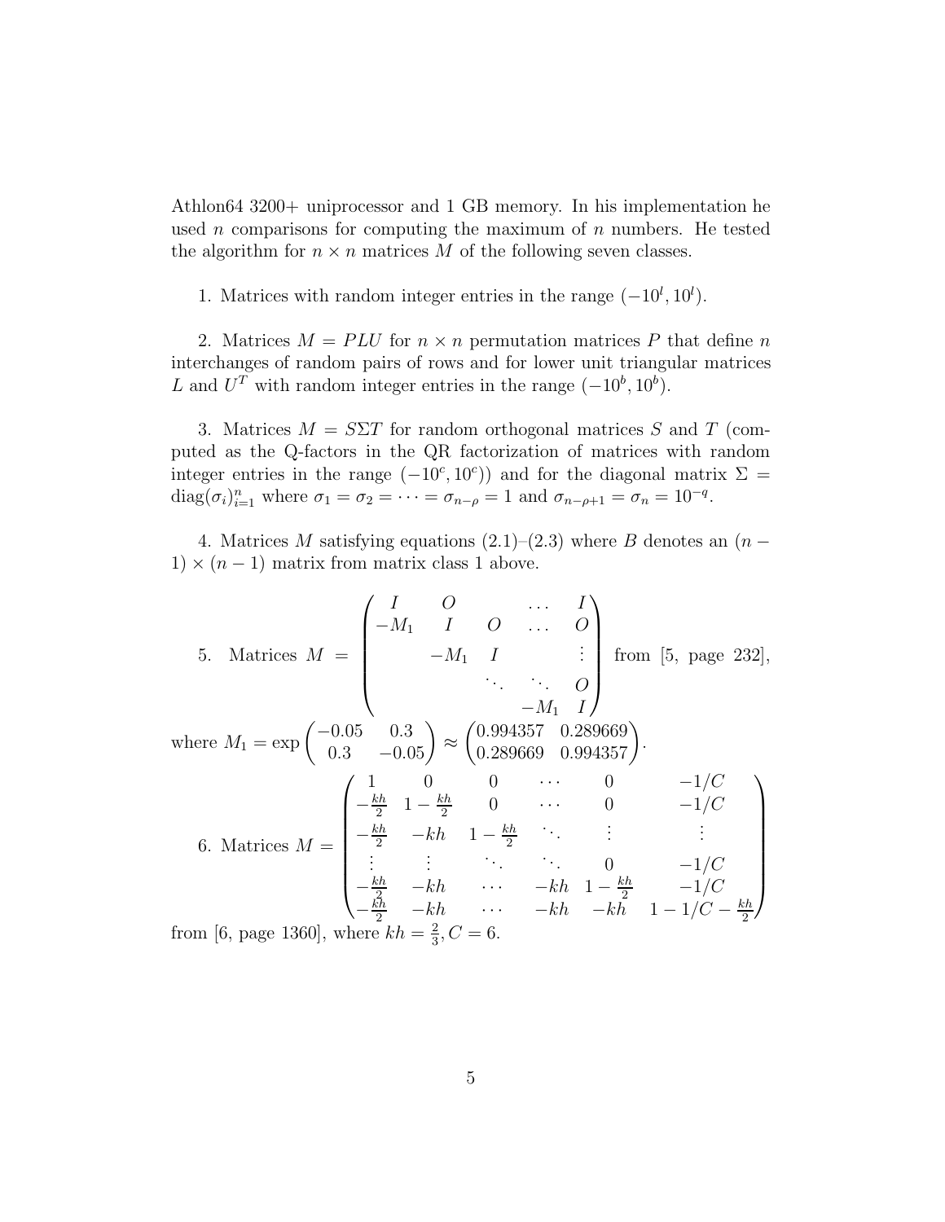Athlon64 3200+ uniprocessor and 1 GB memory. In his implementation he used $n$ comparisons for computing the maximum of $n$ numbers. He tested the algorithm for $n \times n$ matrices $M$ of the following seven classes.

1. Matrices with random integer entries in the range $(-10^l, 10^l)$.

2. Matrices $M = PLU$ for $n \times n$ permutation matrices $P$ that define $n$ interchanges of random pairs of rows and for lower unit triangular matrices $L$ and $U^T$ with random integer entries in the range $(-10^b, 10^b)$.

3. Matrices $M = S\Sigma T$ for random orthogonal matrices $S$ and $T$ (computed as the Q-factors in the QR factorization of matrices with random integer entries in the range $(-10^c, 10^c)$) and for the diagonal matrix $\Sigma = \operatorname{diag}(\sigma_i)_{i=1}^n$ where $\sigma_1 = \sigma_2 = \cdots = \sigma_{n-\rho} = 1$ and $\sigma_{n-\rho+1} = \sigma_n = 10^{-q}$.

4. Matrices $M$ satisfying equations (2.1)–(2.3) where $B$ denotes an $(n-1) \times (n-1)$ matrix from matrix class 1 above.

5. Matrices 
$$M = \begin{pmatrix} I & O & & \dots & I \\ -M_1 & I & O & \dots & O \\ & -M_1 & I & & \vdots \\ & & \ddots & \ddots & O \\ & & & -M_1 & I \end{pmatrix}$$
from [5, page 232], where $M_1 = \exp\begin{pmatrix} -0.05 & 0.3 \\ 0.3 & -0.05 \end{pmatrix} \approx \begin{pmatrix} 0.994357 & 0.289669 \\ 0.289669 & 0.994357 \end{pmatrix}$.

6. Matrices 
$$M = \begin{pmatrix} 1 & 0 & 0 & \cdots & 0 & -1/C \\ -\frac{kh}{2} & 1-\frac{kh}{2} & 0 & \cdots & 0 & -1/C \\ -\frac{kh}{2} & -kh & 1-\frac{kh}{2} & \ddots & \vdots & \vdots \\ \vdots & \vdots & \ddots & \ddots & 0 & -1/C \\ -\frac{kh}{2} & -kh & \cdots & -kh & 1-\frac{kh}{2} & -1/C \\ -\frac{kh}{2} & -kh & \cdots & -kh & -kh & 1-1/C-\frac{kh}{2} \end{pmatrix}$$
from [6, page 1360], where $kh = \frac{2}{3}, C = 6$.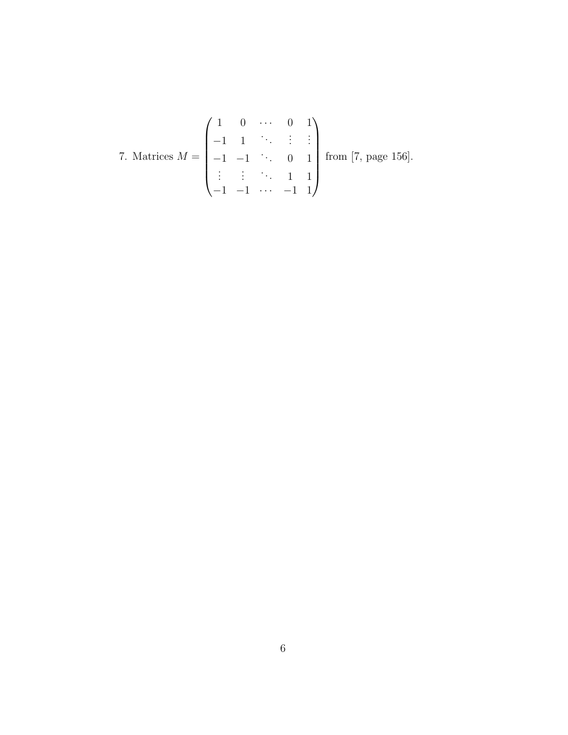7. Matrices $M = \begin{pmatrix} 1 & 0 & \cdots & 0 & 1 \\ -1 & 1 & \ddots & \vdots & \vdots \\ -1 & -1 & \ddots & 0 & 1 \\ \vdots & \vdots & \ddots & 1 & 1 \\ -1 & -1 & \cdots & -1 & 1 \end{pmatrix}$ from [7, page 156].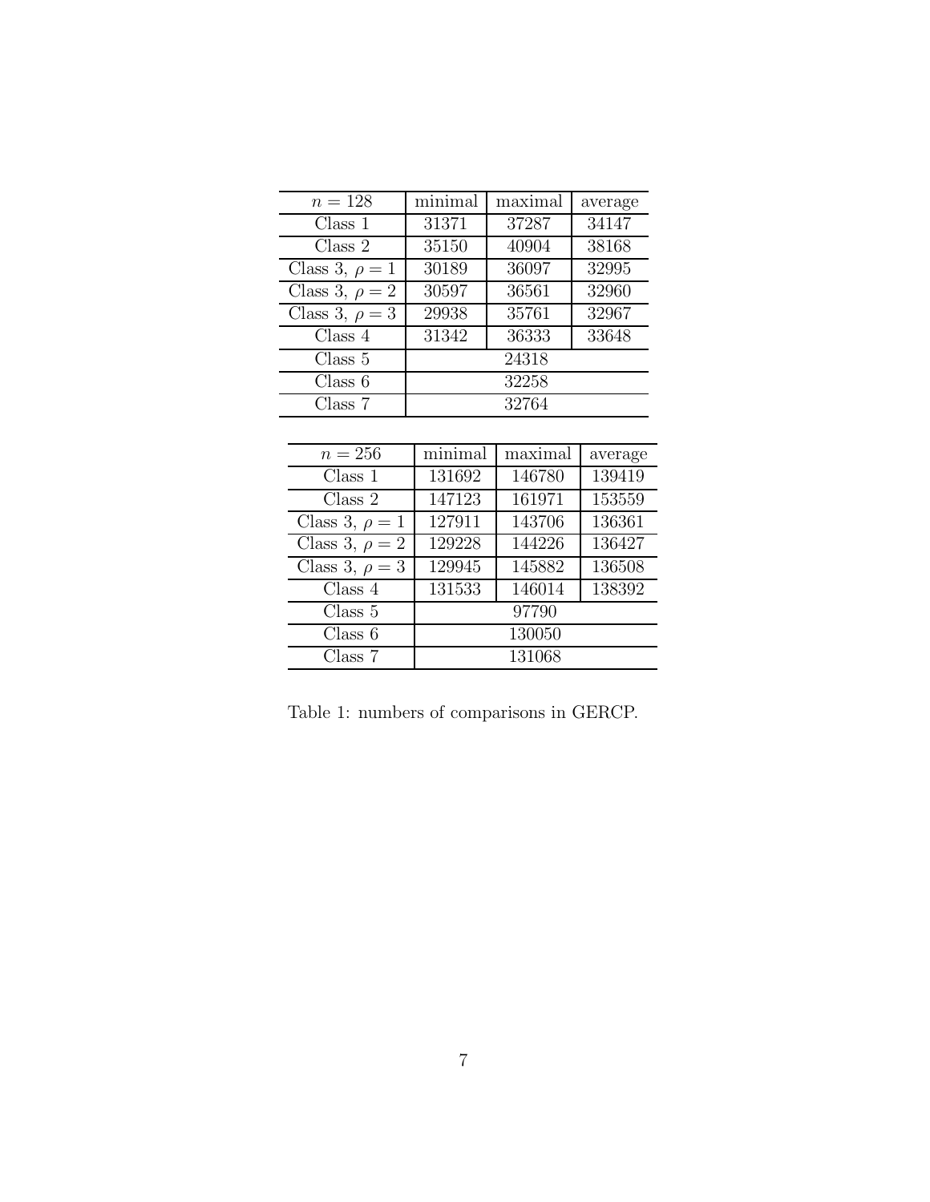| $n = 128$ | minimal | maximal | average |
|---|---|---|---|
| Class 1 | 31371 | 37287 | 34147 |
| Class 2 | 35150 | 40904 | 38168 |
| Class 3, $\rho = 1$ | 30189 | 36097 | 32995 |
| Class 3, $\rho = 2$ | 30597 | 36561 | 32960 |
| Class 3, $\rho = 3$ | 29938 | 35761 | 32967 |
| Class 4 | 31342 | 36333 | 33648 |
| Class 5 | 24318 | | |
| Class 6 | 32258 | | |
| Class 7 | 32764 | | |

| $n = 256$ | minimal | maximal | average |
|---|---|---|---|
| Class 1 | 131692 | 146780 | 139419 |
| Class 2 | 147123 | 161971 | 153559 |
| Class 3, $\rho = 1$ | 127911 | 143706 | 136361 |
| Class 3, $\rho = 2$ | 129228 | 144226 | 136427 |
| Class 3, $\rho = 3$ | 129945 | 145882 | 136508 |
| Class 4 | 131533 | 146014 | 138392 |
| Class 5 | 97790 | | |
| Class 6 | 130050 | | |
| Class 7 | 131068 | | |

Table 1: numbers of comparisons in GERCP.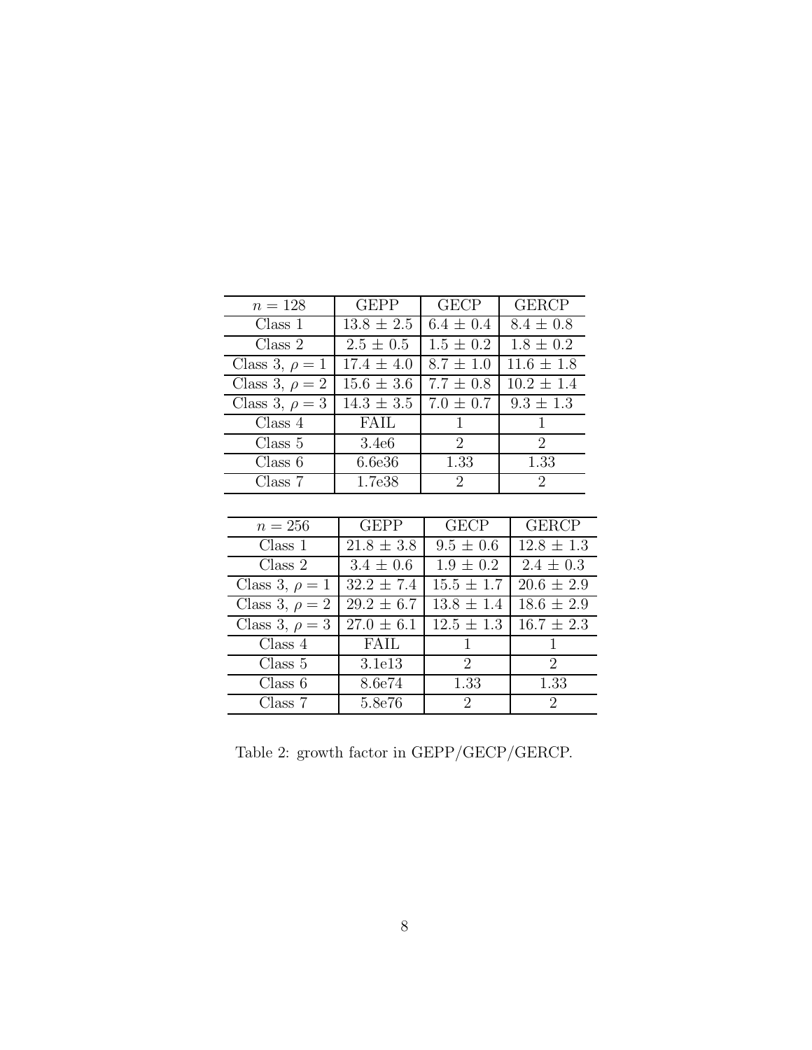| $n = 128$ | GEPP | GECP | GERCP |
| --- | --- | --- | --- |
| Class 1 | $13.8 \pm 2.5$ | $6.4 \pm 0.4$ | $8.4 \pm 0.8$ |
| Class 2 | $2.5 \pm 0.5$ | $1.5 \pm 0.2$ | $1.8 \pm 0.2$ |
| Class 3, $\rho = 1$ | $17.4 \pm 4.0$ | $8.7 \pm 1.0$ | $11.6 \pm 1.8$ |
| Class 3, $\rho = 2$ | $15.6 \pm 3.6$ | $7.7 \pm 0.8$ | $10.2 \pm 1.4$ |
| Class 3, $\rho = 3$ | $14.3 \pm 3.5$ | $7.0 \pm 0.7$ | $9.3 \pm 1.3$ |
| Class 4 | FAIL | 1 | 1 |
| Class 5 | 3.4e6 | 2 | 2 |
| Class 6 | 6.6e36 | 1.33 | 1.33 |
| Class 7 | 1.7e38 | 2 | 2 |

| $n = 256$ | GEPP | GECP | GERCP |
| --- | --- | --- | --- |
| Class 1 | $21.8 \pm 3.8$ | $9.5 \pm 0.6$ | $12.8 \pm 1.3$ |
| Class 2 | $3.4 \pm 0.6$ | $1.9 \pm 0.2$ | $2.4 \pm 0.3$ |
| Class 3, $\rho = 1$ | $32.2 \pm 7.4$ | $15.5 \pm 1.7$ | $20.6 \pm 2.9$ |
| Class 3, $\rho = 2$ | $29.2 \pm 6.7$ | $13.8 \pm 1.4$ | $18.6 \pm 2.9$ |
| Class 3, $\rho = 3$ | $27.0 \pm 6.1$ | $12.5 \pm 1.3$ | $16.7 \pm 2.3$ |
| Class 4 | FAIL | 1 | 1 |
| Class 5 | 3.1e13 | 2 | 2 |
| Class 6 | 8.6e74 | 1.33 | 1.33 |
| Class 7 | 5.8e76 | 2 | 2 |

Table 2: growth factor in GEPP/GECP/GERCP.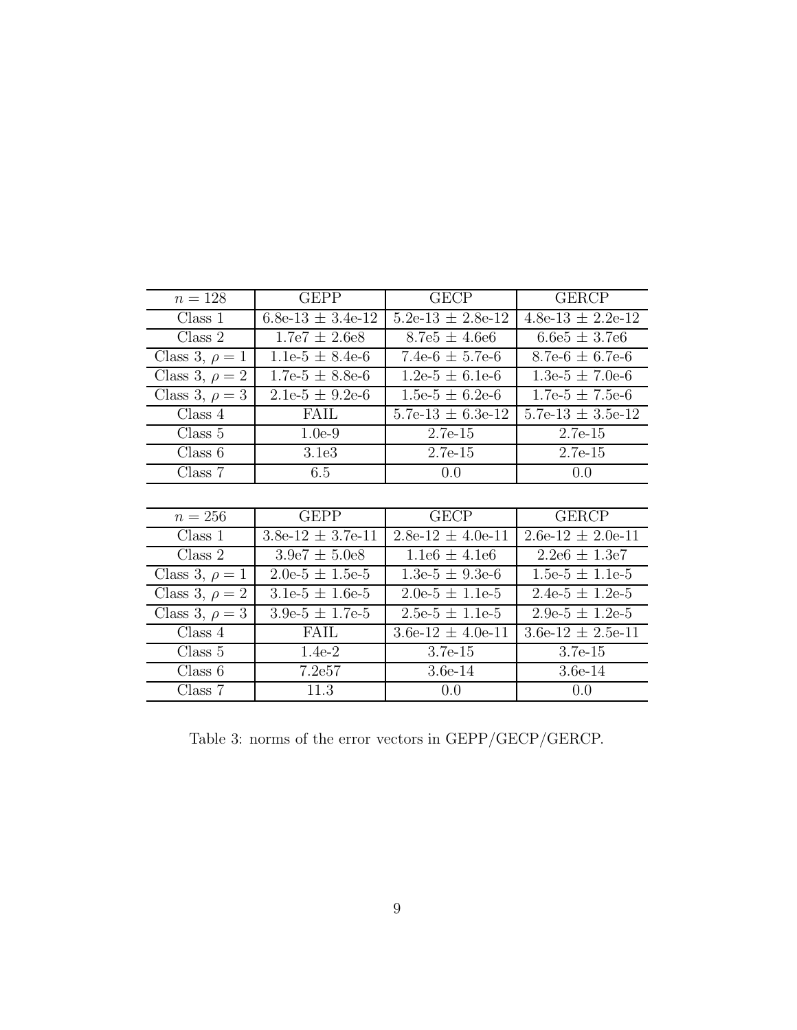| $n = 128$ | GEPP | GECP | GERCP |
|---|---|---|---|
| Class 1 | 6.8e-13 $\pm$ 3.4e-12 | 5.2e-13 $\pm$ 2.8e-12 | 4.8e-13 $\pm$ 2.2e-12 |
| Class 2 | 1.7e7 $\pm$ 2.6e8 | 8.7e5 $\pm$ 4.6e6 | 6.6e5 $\pm$ 3.7e6 |
| Class 3, $\rho = 1$ | 1.1e-5 $\pm$ 8.4e-6 | 7.4e-6 $\pm$ 5.7e-6 | 8.7e-6 $\pm$ 6.7e-6 |
| Class 3, $\rho = 2$ | 1.7e-5 $\pm$ 8.8e-6 | 1.2e-5 $\pm$ 6.1e-6 | 1.3e-5 $\pm$ 7.0e-6 |
| Class 3, $\rho = 3$ | 2.1e-5 $\pm$ 9.2e-6 | 1.5e-5 $\pm$ 6.2e-6 | 1.7e-5 $\pm$ 7.5e-6 |
| Class 4 | FAIL | 5.7e-13 $\pm$ 6.3e-12 | 5.7e-13 $\pm$ 3.5e-12 |
| Class 5 | 1.0e-9 | 2.7e-15 | 2.7e-15 |
| Class 6 | 3.1e3 | 2.7e-15 | 2.7e-15 |
| Class 7 | 6.5 | 0.0 | 0.0 |

| $n = 256$ | GEPP | GECP | GERCP |
|---|---|---|---|
| Class 1 | 3.8e-12 $\pm$ 3.7e-11 | 2.8e-12 $\pm$ 4.0e-11 | 2.6e-12 $\pm$ 2.0e-11 |
| Class 2 | 3.9e7 $\pm$ 5.0e8 | 1.1e6 $\pm$ 4.1e6 | 2.2e6 $\pm$ 1.3e7 |
| Class 3, $\rho = 1$ | 2.0e-5 $\pm$ 1.5e-5 | 1.3e-5 $\pm$ 9.3e-6 | 1.5e-5 $\pm$ 1.1e-5 |
| Class 3, $\rho = 2$ | 3.1e-5 $\pm$ 1.6e-5 | 2.0e-5 $\pm$ 1.1e-5 | 2.4e-5 $\pm$ 1.2e-5 |
| Class 3, $\rho = 3$ | 3.9e-5 $\pm$ 1.7e-5 | 2.5e-5 $\pm$ 1.1e-5 | 2.9e-5 $\pm$ 1.2e-5 |
| Class 4 | FAIL | 3.6e-12 $\pm$ 4.0e-11 | 3.6e-12 $\pm$ 2.5e-11 |
| Class 5 | 1.4e-2 | 3.7e-15 | 3.7e-15 |
| Class 6 | 7.2e57 | 3.6e-14 | 3.6e-14 |
| Class 7 | 11.3 | 0.0 | 0.0 |

Table 3: norms of the error vectors in GEPP/GECP/GERCP.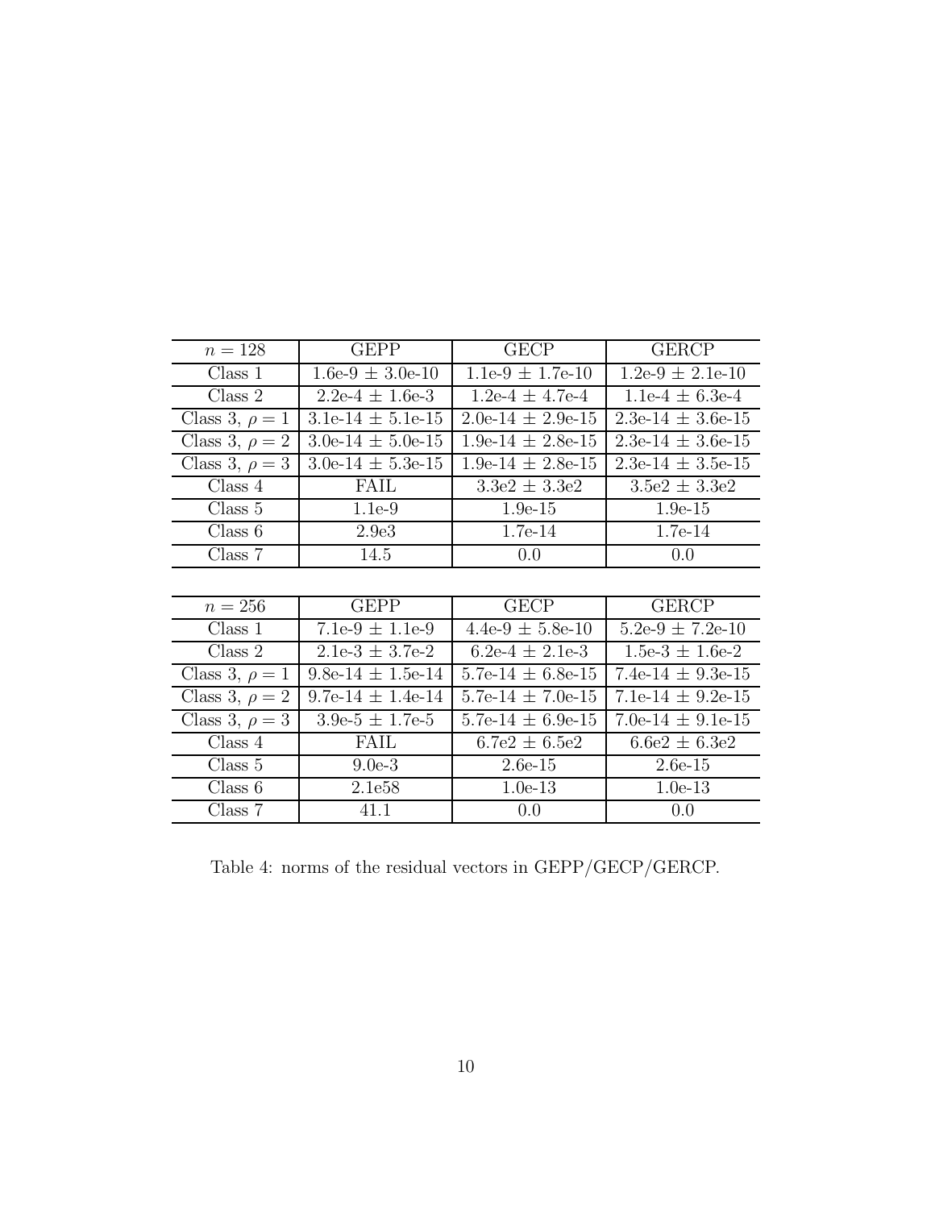| $n = 128$ | GEPP | GECP | GERCP |
|---|---|---|---|
| Class 1 | 1.6e-9 ± 3.0e-10 | 1.1e-9 ± 1.7e-10 | 1.2e-9 ± 2.1e-10 |
| Class 2 | 2.2e-4 ± 1.6e-3 | 1.2e-4 ± 4.7e-4 | 1.1e-4 ± 6.3e-4 |
| Class 3, $\rho = 1$ | 3.1e-14 ± 5.1e-15 | 2.0e-14 ± 2.9e-15 | 2.3e-14 ± 3.6e-15 |
| Class 3, $\rho = 2$ | 3.0e-14 ± 5.0e-15 | 1.9e-14 ± 2.8e-15 | 2.3e-14 ± 3.6e-15 |
| Class 3, $\rho = 3$ | 3.0e-14 ± 5.3e-15 | 1.9e-14 ± 2.8e-15 | 2.3e-14 ± 3.5e-15 |
| Class 4 | FAIL | 3.3e2 ± 3.3e2 | 3.5e2 ± 3.3e2 |
| Class 5 | 1.1e-9 | 1.9e-15 | 1.9e-15 |
| Class 6 | 2.9e3 | 1.7e-14 | 1.7e-14 |
| Class 7 | 14.5 | 0.0 | 0.0 |

| $n = 256$ | GEPP | GECP | GERCP |
|---|---|---|---|
| Class 1 | 7.1e-9 ± 1.1e-9 | 4.4e-9 ± 5.8e-10 | 5.2e-9 ± 7.2e-10 |
| Class 2 | 2.1e-3 ± 3.7e-2 | 6.2e-4 ± 2.1e-3 | 1.5e-3 ± 1.6e-2 |
| Class 3, $\rho = 1$ | 9.8e-14 ± 1.5e-14 | 5.7e-14 ± 6.8e-15 | 7.4e-14 ± 9.3e-15 |
| Class 3, $\rho = 2$ | 9.7e-14 ± 1.4e-14 | 5.7e-14 ± 7.0e-15 | 7.1e-14 ± 9.2e-15 |
| Class 3, $\rho = 3$ | 3.9e-5 ± 1.7e-5 | 5.7e-14 ± 6.9e-15 | 7.0e-14 ± 9.1e-15 |
| Class 4 | FAIL | 6.7e2 ± 6.5e2 | 6.6e2 ± 6.3e2 |
| Class 5 | 9.0e-3 | 2.6e-15 | 2.6e-15 |
| Class 6 | 2.1e58 | 1.0e-13 | 1.0e-13 |
| Class 7 | 41.1 | 0.0 | 0.0 |

Table 4: norms of the residual vectors in GEPP/GECP/GERCP.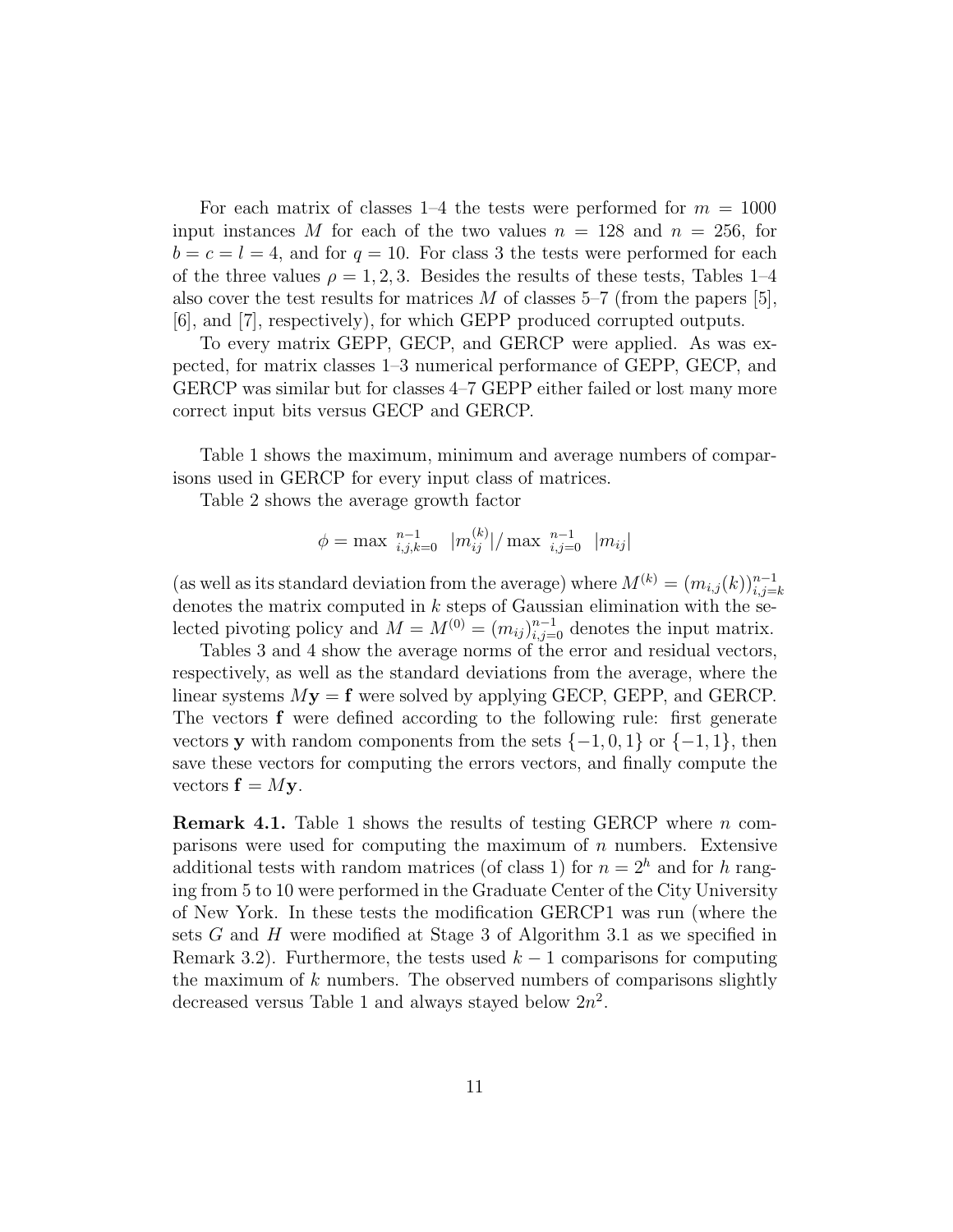For each matrix of classes 1–4 the tests were performed for $m = 1000$ input instances $M$ for each of the two values $n = 128$ and $n = 256$, for $b = c = l = 4$, and for $q = 10$. For class 3 the tests were performed for each of the three values $\rho = 1, 2, 3$. Besides the results of these tests, Tables 1–4 also cover the test results for matrices $M$ of classes 5–7 (from the papers [5], [6], and [7], respectively), for which GEPP produced corrupted outputs.

To every matrix GEPP, GECP, and GERCP were applied. As was expected, for matrix classes 1–3 numerical performance of GEPP, GECP, and GERCP was similar but for classes 4–7 GEPP either failed or lost many more correct input bits versus GECP and GERCP.

Table 1 shows the maximum, minimum and average numbers of comparisons used in GERCP for every input class of matrices.

Table 2 shows the average growth factor

$$\phi = \max\ {}_{i,j,k=0}^{n-1}\ |m_{ij}^{(k)}| / \max\ {}_{i,j=0}^{n-1}\ |m_{ij}|$$

(as well as its standard deviation from the average) where $M^{(k)} = (m_{i,j}(k))_{i,j=k}^{n-1}$ denotes the matrix computed in $k$ steps of Gaussian elimination with the selected pivoting policy and $M = M^{(0)} = (m_{ij})_{i,j=0}^{n-1}$ denotes the input matrix.

Tables 3 and 4 show the average norms of the error and residual vectors, respectively, as well as the standard deviations from the average, where the linear systems $M\mathbf{y} = \mathbf{f}$ were solved by applying GECP, GEPP, and GERCP. The vectors $\mathbf{f}$ were defined according to the following rule: first generate vectors $\mathbf{y}$ with random components from the sets $\{-1, 0, 1\}$ or $\{-1, 1\}$, then save these vectors for computing the errors vectors, and finally compute the vectors $\mathbf{f} = M\mathbf{y}$.

**Remark 4.1.** Table 1 shows the results of testing GERCP where $n$ comparisons were used for computing the maximum of $n$ numbers. Extensive additional tests with random matrices (of class 1) for $n = 2^h$ and for $h$ ranging from 5 to 10 were performed in the Graduate Center of the City University of New York. In these tests the modification GERCP1 was run (where the sets $G$ and $H$ were modified at Stage 3 of Algorithm 3.1 as we specified in Remark 3.2). Furthermore, the tests used $k - 1$ comparisons for computing the maximum of $k$ numbers. The observed numbers of comparisons slightly decreased versus Table 1 and always stayed below $2n^2$.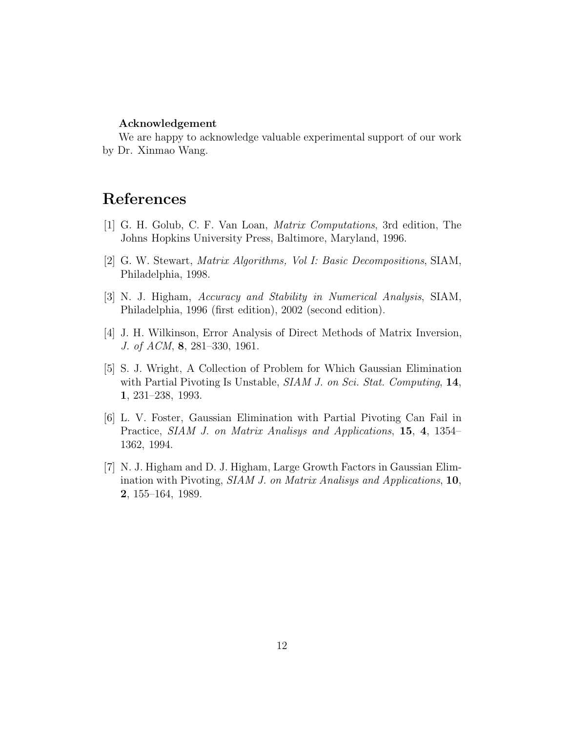**Acknowledgement**

We are happy to acknowledge valuable experimental support of our work by Dr. Xinmao Wang.

# References

[1] G. H. Golub, C. F. Van Loan, *Matrix Computations*, 3rd edition, The Johns Hopkins University Press, Baltimore, Maryland, 1996.

[2] G. W. Stewart, *Matrix Algorithms, Vol I: Basic Decompositions*, SIAM, Philadelphia, 1998.

[3] N. J. Higham, *Accuracy and Stability in Numerical Analysis*, SIAM, Philadelphia, 1996 (first edition), 2002 (second edition).

[4] J. H. Wilkinson, Error Analysis of Direct Methods of Matrix Inversion, *J. of ACM*, **8**, 281–330, 1961.

[5] S. J. Wright, A Collection of Problem for Which Gaussian Elimination with Partial Pivoting Is Unstable, *SIAM J. on Sci. Stat. Computing*, **14**, **1**, 231–238, 1993.

[6] L. V. Foster, Gaussian Elimination with Partial Pivoting Can Fail in Practice, *SIAM J. on Matrix Analisys and Applications*, **15**, **4**, 1354–1362, 1994.

[7] N. J. Higham and D. J. Higham, Large Growth Factors in Gaussian Elimination with Pivoting, *SIAM J. on Matrix Analisys and Applications*, **10**, **2**, 155–164, 1989.